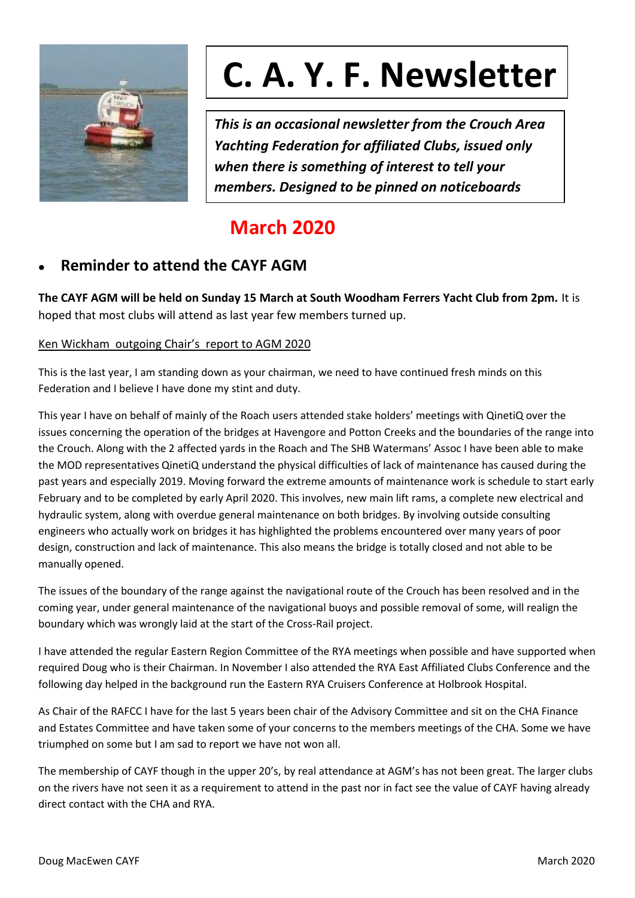# C. A. Y. F. Newsletter

*This is an occasional newsletter from the Crouch Area Yachting Federation for affiliated Clubs, issued only when there is something of interest to tell your members. Designed to be pinned on noticeboards*

## March 2020

- ## Reminder to attend the CAYF AGM

**The CAYF AGM will be held on Sunday 15 March at South Woodham Ferrers Yacht Club from 2pm.** It is hoped that most clubs will attend as last year few members turned up.

Ken Wickham outgoing Chair's report to AGM 2020

This is the last year, I am standing down as your chairman, we need to have continued fresh minds on this Federation and I believe I have done my stint and duty.

This year I have on behalf of mainly of the Roach users attended stake holders' meetings with QinetiQ over the issues concerning the operation of the bridges at Havengore and Potton Creeks and the boundaries of the range into the Crouch. Along with the 2 affected yards in the Roach and The SHB Watermans' Assoc I have been able to make the MOD representatives QinetiQ understand the physical difficulties of lack of maintenance has caused during the past years and especially 2019. Moving forward the extreme amounts of maintenance work is schedule to start early February and to be completed by early April 2020. This involves, new main lift rams, a complete new electrical and hydraulic system, along with overdue general maintenance on both bridges. By involving outside consulting engineers who actually work on bridges it has highlighted the problems encountered over many years of poor design, construction and lack of maintenance. This also means the bridge is totally closed and not able to be manually opened.

The issues of the boundary of the range against the navigational route of the Crouch has been resolved and in the coming year, under general maintenance of the navigational buoys and possible removal of some, will realign the boundary which was wrongly laid at the start of the Cross-Rail project.

I have attended the regular Eastern Region Committee of the RYA meetings when possible and have supported when required Doug who is their Chairman. In November I also attended the RYA East Affiliated Clubs Conference and the following day helped in the background run the Eastern RYA Cruisers Conference at Holbrook Hospital.

As Chair of the RAFCC I have for the last 5 years been chair of the Advisory Committee and sit on the CHA Finance and Estates Committee and have taken some of your concerns to the members meetings of the CHA. Some we have triumphed on some but I am sad to report we have not won all.

The membership of CAYF though in the upper 20's, by real attendance at AGM's has not been great. The larger clubs on the rivers have not seen it as a requirement to attend in the past nor in fact see the value of CAYF having already direct contact with the CHA and RYA.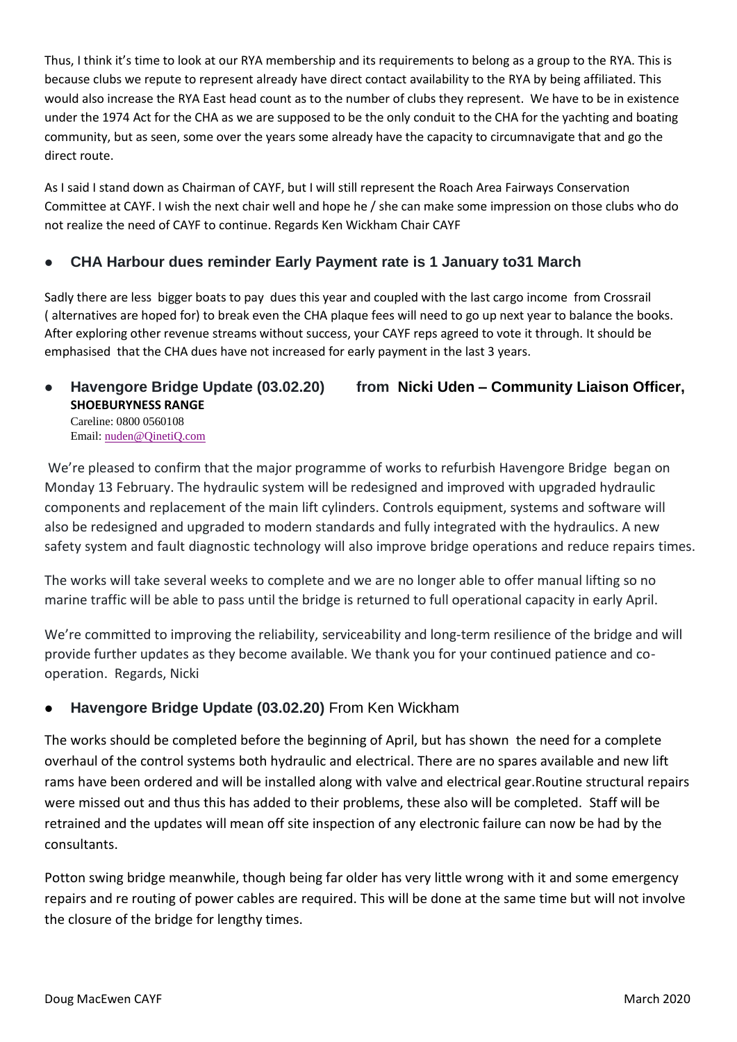Thus, I think it's time to look at our RYA membership and its requirements to belong as a group to the RYA. This is because clubs we repute to represent already have direct contact availability to the RYA by being affiliated. This would also increase the RYA East head count as to the number of clubs they represent. We have to be in existence under the 1974 Act for the CHA as we are supposed to be the only conduit to the CHA for the yachting and boating community, but as seen, some over the years some already have the capacity to circumnavigate that and go the direct route.

As I said I stand down as Chairman of CAYF, but I will still represent the Roach Area Fairways Conservation Committee at CAYF. I wish the next chair well and hope he / she can make some impression on those clubs who do not realize the need of CAYF to continue. Regards Ken Wickham Chair CAYF

- **CHA Harbour dues reminder Early Payment rate is 1 January to31 March**

Sadly there are less bigger boats to pay dues this year and coupled with the last cargo income from Crossrail ( alternatives are hoped for) to break even the CHA plaque fees will need to go up next year to balance the books. After exploring other revenue streams without success, your CAYF reps agreed to vote it through. It should be emphasised that the CHA dues have not increased for early payment in the last 3 years.

- **Havengore Bridge Update (03.02.20) from Nicki Uden – Community Liaison Officer, SHOEBURYNESS RANGE**
  Careline: 0800 0560108
  Email: nuden@QinetiQ.com

We're pleased to confirm that the major programme of works to refurbish Havengore Bridge began on Monday 13 February. The hydraulic system will be redesigned and improved with upgraded hydraulic components and replacement of the main lift cylinders. Controls equipment, systems and software will also be redesigned and upgraded to modern standards and fully integrated with the hydraulics. A new safety system and fault diagnostic technology will also improve bridge operations and reduce repairs times.

The works will take several weeks to complete and we are no longer able to offer manual lifting so no marine traffic will be able to pass until the bridge is returned to full operational capacity in early April.

We're committed to improving the reliability, serviceability and long-term resilience of the bridge and will provide further updates as they become available. We thank you for your continued patience and co-operation. Regards, Nicki

- **Havengore Bridge Update (03.02.20)** From Ken Wickham

The works should be completed before the beginning of April, but has shown the need for a complete overhaul of the control systems both hydraulic and electrical. There are no spares available and new lift rams have been ordered and will be installed along with valve and electrical gear.Routine structural repairs were missed out and thus this has added to their problems, these also will be completed. Staff will be retrained and the updates will mean off site inspection of any electronic failure can now be had by the consultants.

Potton swing bridge meanwhile, though being far older has very little wrong with it and some emergency repairs and re routing of power cables are required. This will be done at the same time but will not involve the closure of the bridge for lengthy times.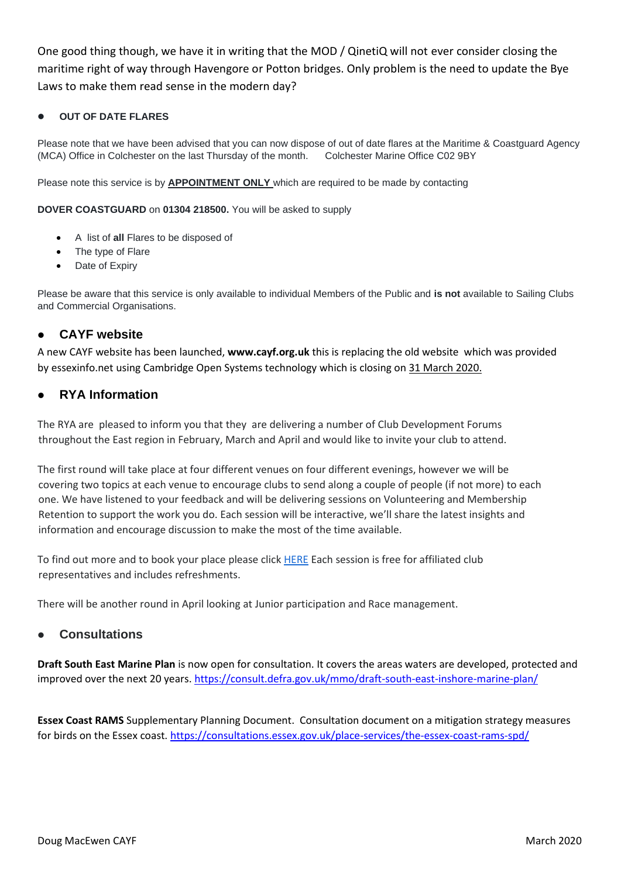One good thing though, we have it in writing that the MOD / QinetiQ will not ever consider closing the maritime right of way through Havengore or Potton bridges. Only problem is the need to update the Bye Laws to make them read sense in the modern day?

- **OUT OF DATE FLARES**

Please note that we have been advised that you can now dispose of out of date flares at the Maritime & Coastguard Agency (MCA) Office in Colchester on the last Thursday of the month.   Colchester Marine Office C02 9BY

Please note this service is by **APPOINTMENT ONLY** which are required to be made by contacting

**DOVER COASTGUARD** on **01304 218500.** You will be asked to supply

- A list of **all** Flares to be disposed of
- The type of Flare
- Date of Expiry

Please be aware that this service is only available to individual Members of the Public and **is not** available to Sailing Clubs and Commercial Organisations.

- **CAYF website**

A new CAYF website has been launched, **www.cayf.org.uk** this is replacing the old website which was provided by essexinfo.net using Cambridge Open Systems technology which is closing on 31 March 2020.

- **RYA Information**

The RYA are pleased to inform you that they are delivering a number of Club Development Forums throughout the East region in February, March and April and would like to invite your club to attend.

The first round will take place at four different venues on four different evenings, however we will be covering two topics at each venue to encourage clubs to send along a couple of people (if not more) to each one. We have listened to your feedback and will be delivering sessions on Volunteering and Membership Retention to support the work you do. Each session will be interactive, we'll share the latest insights and information and encourage discussion to make the most of the time available.

To find out more and to book your place please click HERE Each session is free for affiliated club representatives and includes refreshments.

There will be another round in April looking at Junior participation and Race management.

- **Consultations**

**Draft South East Marine Plan** is now open for consultation. It covers the areas waters are developed, protected and improved over the next 20 years. https://consult.defra.gov.uk/mmo/draft-south-east-inshore-marine-plan/

**Essex Coast RAMS** Supplementary Planning Document. Consultation document on a mitigation strategy measures for birds on the Essex coast. https://consultations.essex.gov.uk/place-services/the-essex-coast-rams-spd/

Doug MacEwen CAYF                                                                                                                    March 2020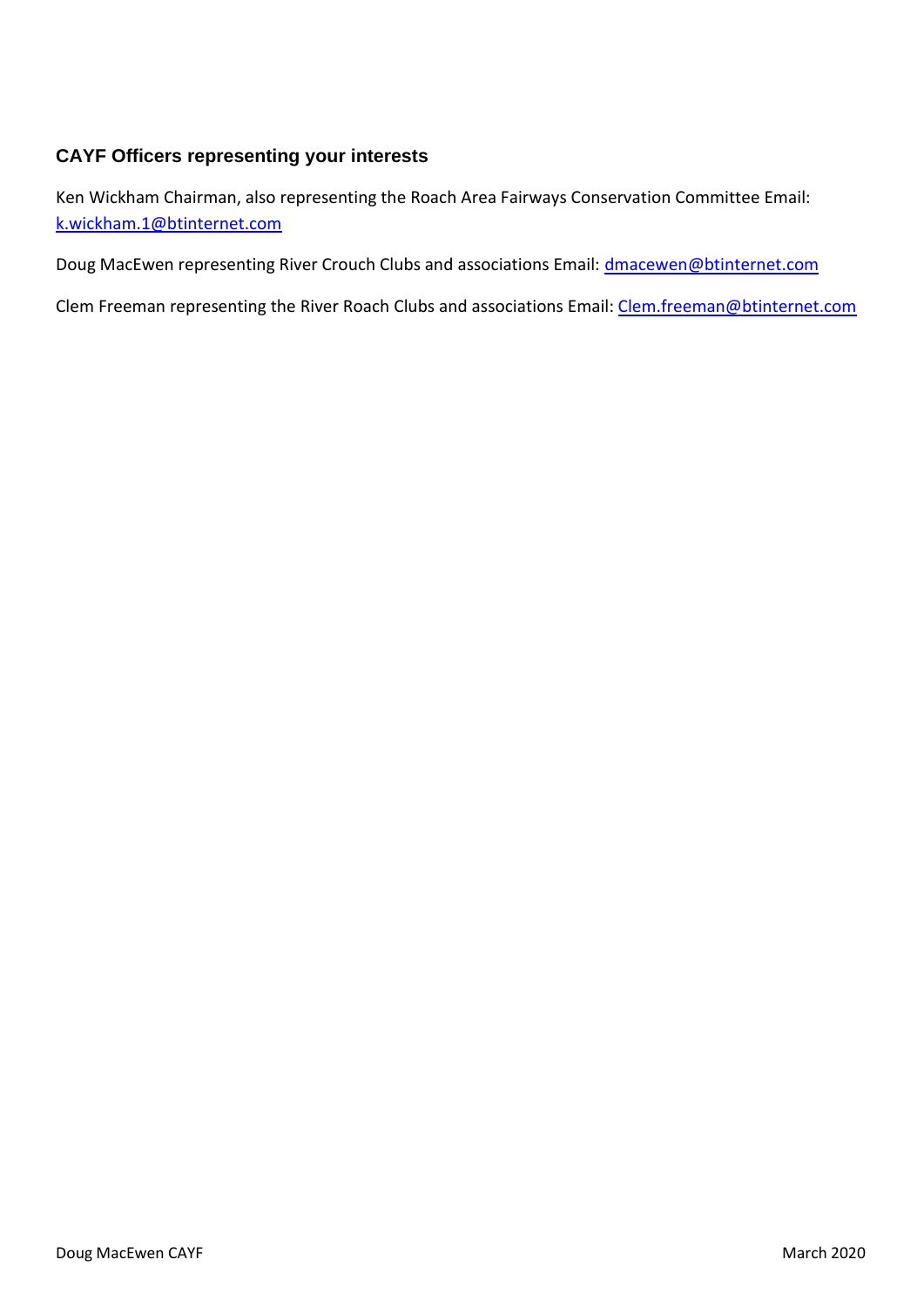### CAYF Officers representing your interests

Ken Wickham Chairman, also representing the Roach Area Fairways Conservation Committee Email: k.wickham.1@btinternet.com

Doug MacEwen representing River Crouch Clubs and associations Email: dmacewen@btinternet.com

Clem Freeman representing the River Roach Clubs and associations Email: Clem.freeman@btinternet.com